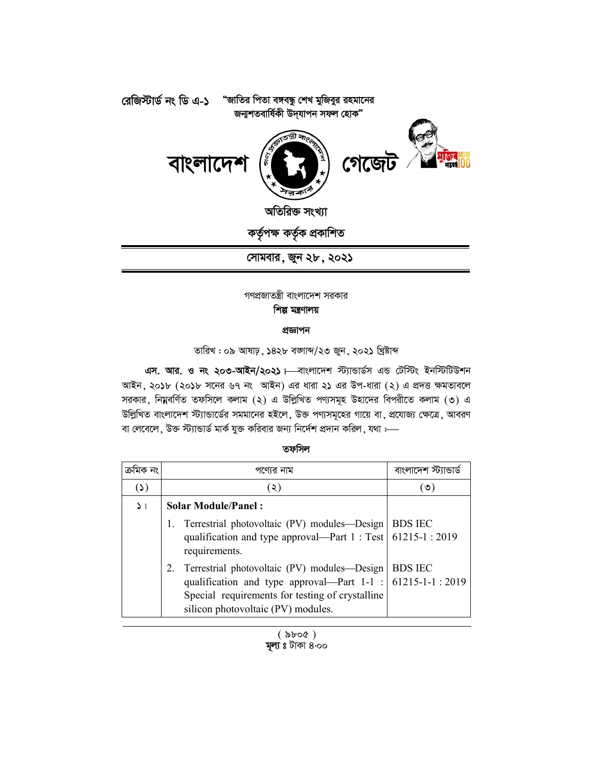রেজিস্টার্ড নং ডি এ-১

"জাতির পিতা বঙ্গবন্ধু শেখ মুজিবুর রহমানের জন্মশতবার্ষিকী উদ্‌যাপন সফল হোক"

# বাংলাদেশ গেজেট

**অতিরিক্ত সংখ্যা**

**কর্তৃপক্ষ কর্তৃক প্রকাশিত**

**সোমবার, জুন ২৮, ২০২১**

গণপ্রজাতন্ত্রী বাংলাদেশ সরকার

**শিল্প মন্ত্রণালয়**

**প্রজ্ঞাপন**

তারিখ : ০৯ আষাঢ়, ১৪২৮ বঙ্গাব্দ/২৩ জুন, ২০২১ খ্রিষ্টাব্দ

**এস. আর. ও নং ২০৩-আইন/২০২১।**—বাংলাদেশ স্ট্যান্ডার্ডস এন্ড টেস্টিং ইনস্টিটিউশন আইন, ২০১৮ (২০১৮ সনের ৬৭ নং আইন) এর ধারা ২১ এর উপ-ধারা (২) এ প্রদত্ত ক্ষমতাবলে সরকার, নিম্নবর্ণিত তফসিলে কলাম (২) এ উল্লিখিত পণ্যসমূহ উহাদের বিপরীতে কলাম (৩) এ উল্লিখিত বাংলাদেশ স্ট্যান্ডার্ডের সমমানের হইলে, উক্ত পণ্যসমূহের গায়ে বা, প্রযোজ্য ক্ষেত্রে, আবরণ বা লেবেলে, উক্ত স্ট্যান্ডার্ড মার্ক যুক্ত করিবার জন্য নির্দেশ প্রদান করিল, যথা :—

**তফসিল**

| ক্রমিক নং | পণ্যের নাম | বাংলাদেশ স্ট্যান্ডার্ড |
|---|---|---|
| (১) | (২) | (৩) |
| ১। | **Solar Module/Panel :** | |
| | 1. Terrestrial photovoltaic (PV) modules—Design qualification and type approval—Part 1 : Test requirements. | BDS IEC 61215-1 : 2019 |
| | 2. Terrestrial photovoltaic (PV) modules—Design qualification and type approval—Part 1-1 : Special requirements for testing of crystalline silicon photovoltaic (PV) modules. | BDS IEC 61215-1-1 : 2019 |

( ৯৮০৫ )

**মূল্য ঃ** টাকা ৪.০০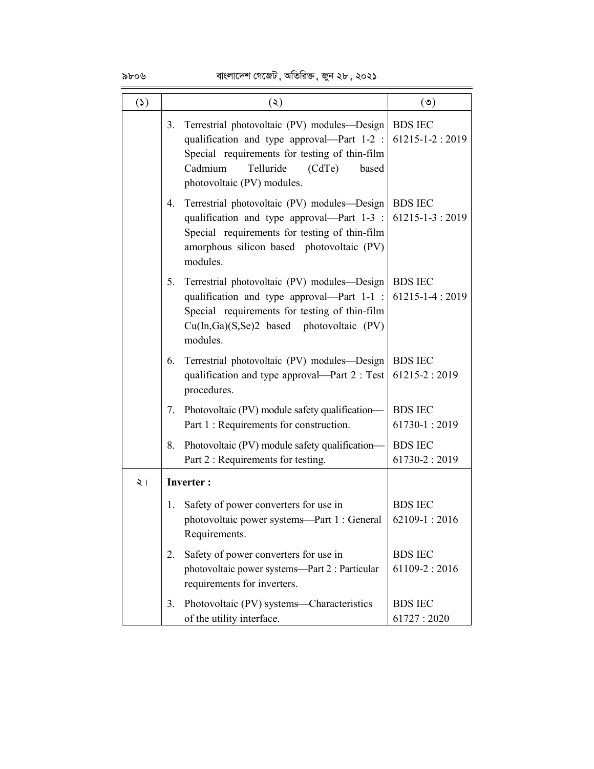| (১) | (২) | (৩) |
|---|---|---|
| | 3. Terrestrial photovoltaic (PV) modules—Design qualification and type approval—Part 1-2 : Special requirements for testing of thin-film Cadmium Telluride (CdTe) based photovoltaic (PV) modules. | BDS IEC 61215-1-2 : 2019 |
| | 4. Terrestrial photovoltaic (PV) modules—Design qualification and type approval—Part 1-3 : Special requirements for testing of thin-film amorphous silicon based photovoltaic (PV) modules. | BDS IEC 61215-1-3 : 2019 |
| | 5. Terrestrial photovoltaic (PV) modules—Design qualification and type approval—Part 1-1 : Special requirements for testing of thin-film Cu(In,Ga)(S,Se)2 based photovoltaic (PV) modules. | BDS IEC 61215-1-4 : 2019 |
| | 6. Terrestrial photovoltaic (PV) modules—Design qualification and type approval—Part 2 : Test procedures. | BDS IEC 61215-2 : 2019 |
| | 7. Photovoltaic (PV) module safety qualification—Part 1 : Requirements for construction. | BDS IEC 61730-1 : 2019 |
| | 8. Photovoltaic (PV) module safety qualification—Part 2 : Requirements for testing. | BDS IEC 61730-2 : 2019 |
| ২। | **Inverter :** | |
| | 1. Safety of power converters for use in photovoltaic power systems—Part 1 : General Requirements. | BDS IEC 62109-1 : 2016 |
| | 2. Safety of power converters for use in photovoltaic power systems—Part 2 : Particular requirements for inverters. | BDS IEC 61109-2 : 2016 |
| | 3. Photovoltaic (PV) systems—Characteristics of the utility interface. | BDS IEC 61727 : 2020 |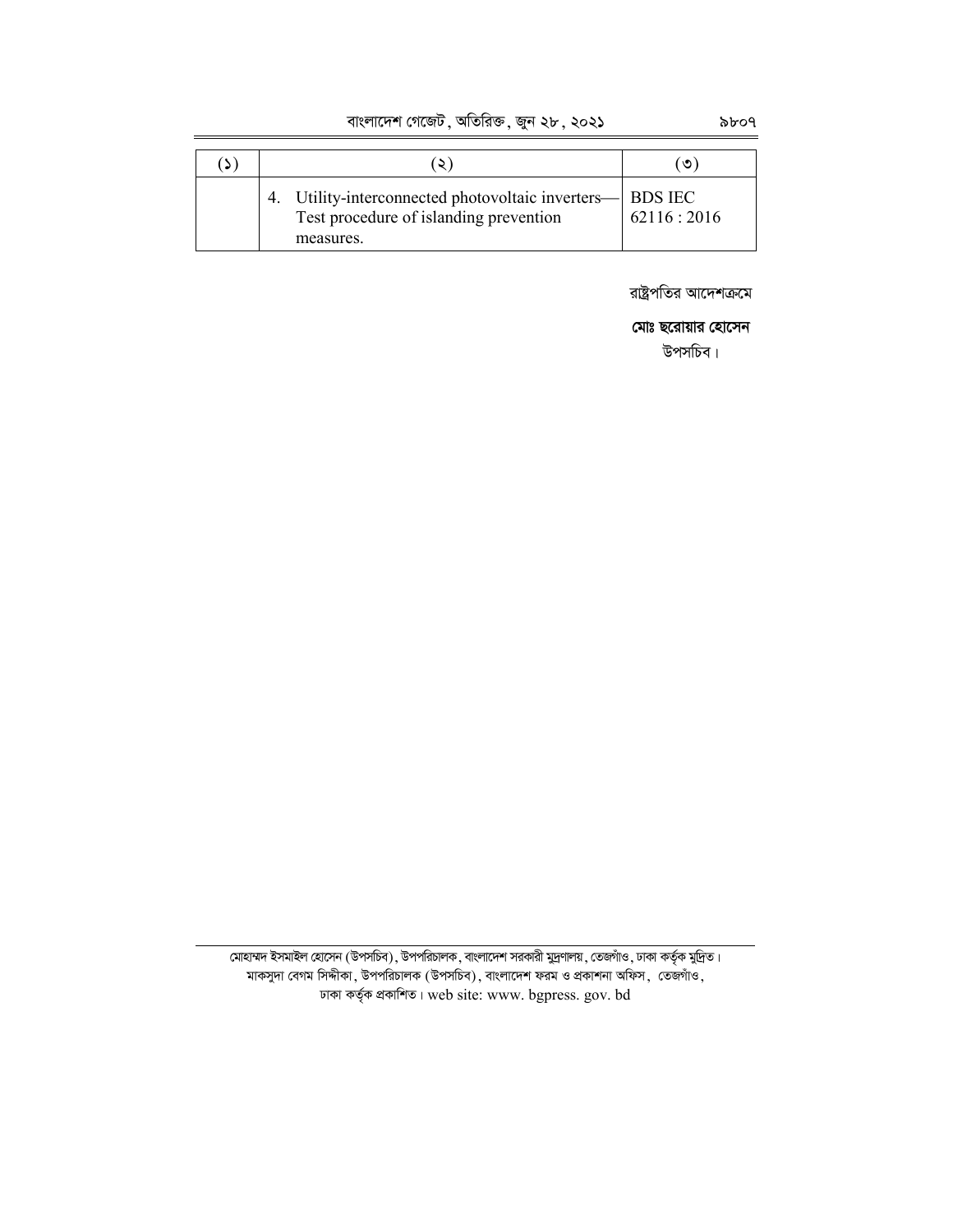| (১) | (২) | (৩) |
|---|---|---|
| | 4. Utility-interconnected photovoltaic inverters— Test procedure of islanding prevention measures. | BDS IEC 62116 : 2016 |

রাষ্ট্রপতির আদেশক্রমে

**মোঃ ছরোয়ার হোসেন**
উপসচিব।

মোহাম্মদ ইসমাইল হোসেন (উপসচিব), উপপরিচালক, বাংলাদেশ সরকারী মুদ্রণালয়, তেজগাঁও, ঢাকা কর্তৃক মুদ্রিত।
মাকসুদা বেগম সিদ্দীকা, উপপরিচালক (উপসচিব), বাংলাদেশ ফরম ও প্রকাশনা অফিস, তেজগাঁও, ঢাকা কর্তৃক প্রকাশিত। web site: www. bgpress. gov. bd